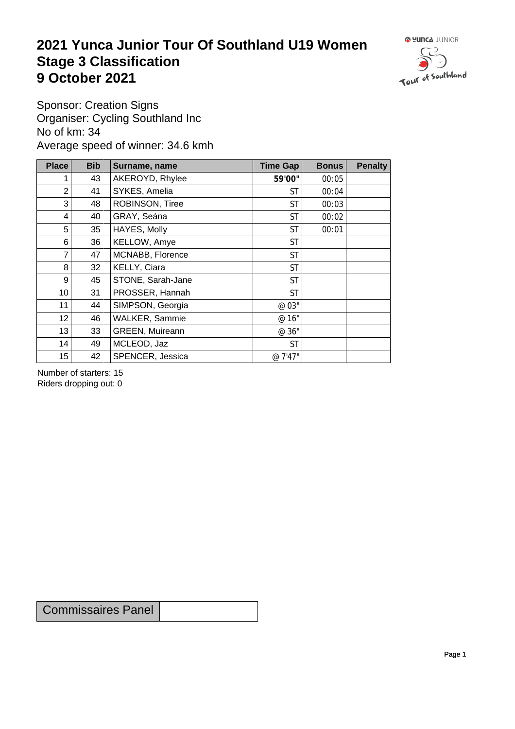# 2021 Yunca Junior Tour Of Southland U19 Women
# Stage 3 Classification
# 9 October 2021

Sponsor: Creation Signs
Organiser: Cycling Southland Inc
No of km: 34
Average speed of winner: 34.6 kmh

| Place | Bib | Surname, name | Time Gap | Bonus | Penalty |
|---|---|---|---|---|---|
| 1 | 43 | AKEROYD, Rhylee | **59'00"** | 00:05 | |
| 2 | 41 | SYKES, Amelia | ST | 00:04 | |
| 3 | 48 | ROBINSON, Tiree | ST | 00:03 | |
| 4 | 40 | GRAY, Seána | ST | 00:02 | |
| 5 | 35 | HAYES, Molly | ST | 00:01 | |
| 6 | 36 | KELLOW, Amye | ST | | |
| 7 | 47 | MCNABB, Florence | ST | | |
| 8 | 32 | KELLY, Ciara | ST | | |
| 9 | 45 | STONE, Sarah-Jane | ST | | |
| 10 | 31 | PROSSER, Hannah | ST | | |
| 11 | 44 | SIMPSON, Georgia | @ 03" | | |
| 12 | 46 | WALKER, Sammie | @ 16" | | |
| 13 | 33 | GREEN, Muireann | @ 36" | | |
| 14 | 49 | MCLEOD, Jaz | ST | | |
| 15 | 42 | SPENCER, Jessica | @ 7'47" | | |

Number of starters: 15
Riders dropping out: 0

| Commissaires Panel | |
|---|---|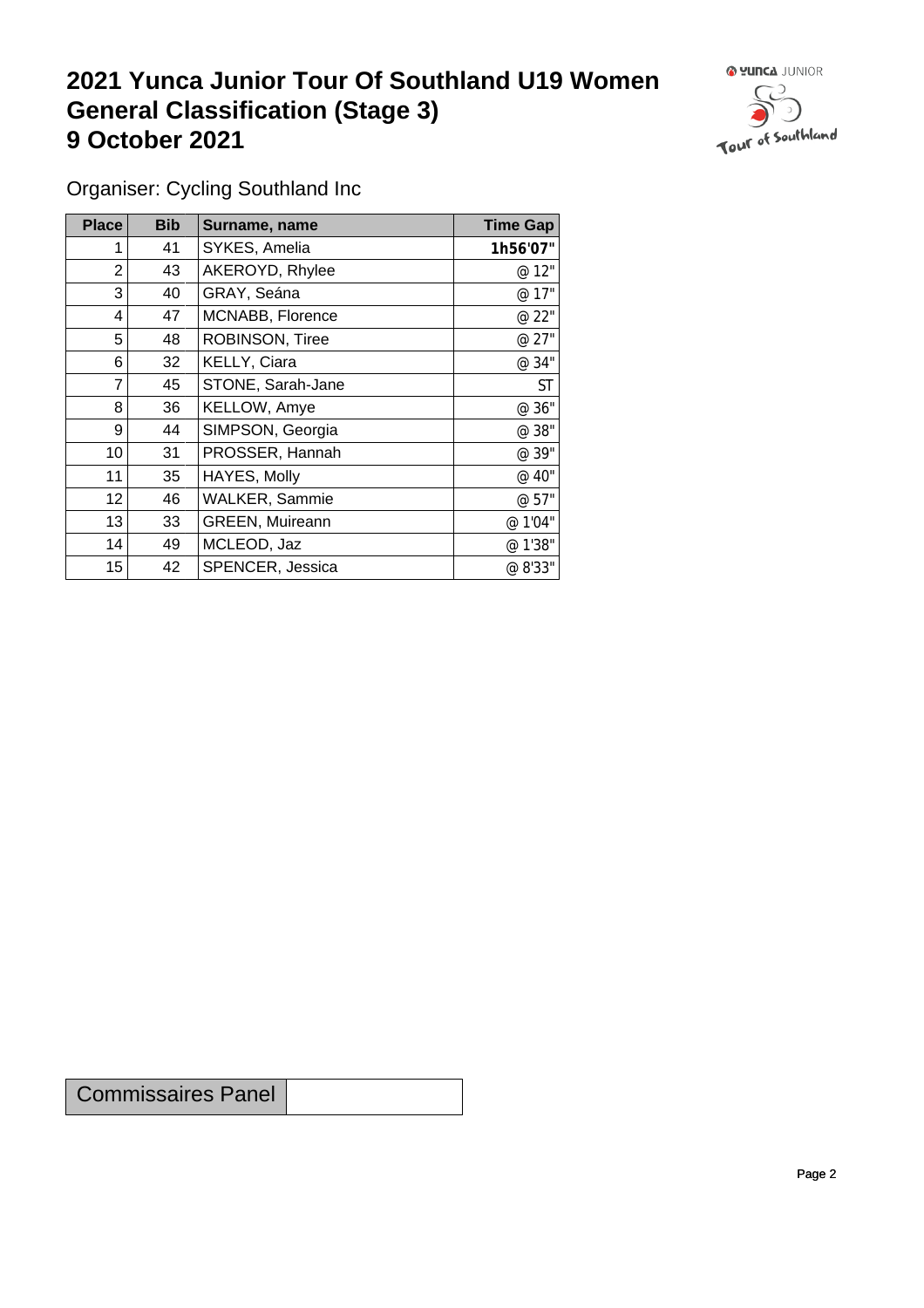# 2021 Yunca Junior Tour Of Southland U19 Women
# General Classification (Stage 3)
# 9 October 2021

Organiser: Cycling Southland Inc

| Place | Bib | Surname, name | Time Gap |
|---|---|---|---|
| 1 | 41 | SYKES, Amelia | **1h56'07"** |
| 2 | 43 | AKEROYD, Rhylee | @ 12" |
| 3 | 40 | GRAY, Seána | @ 17" |
| 4 | 47 | MCNABB, Florence | @ 22" |
| 5 | 48 | ROBINSON, Tiree | @ 27" |
| 6 | 32 | KELLY, Ciara | @ 34" |
| 7 | 45 | STONE, Sarah-Jane | ST |
| 8 | 36 | KELLOW, Amye | @ 36" |
| 9 | 44 | SIMPSON, Georgia | @ 38" |
| 10 | 31 | PROSSER, Hannah | @ 39" |
| 11 | 35 | HAYES, Molly | @ 40" |
| 12 | 46 | WALKER, Sammie | @ 57" |
| 13 | 33 | GREEN, Muireann | @ 1'04" |
| 14 | 49 | MCLEOD, Jaz | @ 1'38" |
| 15 | 42 | SPENCER, Jessica | @ 8'33" |

| Commissaires Panel | |
|---|---|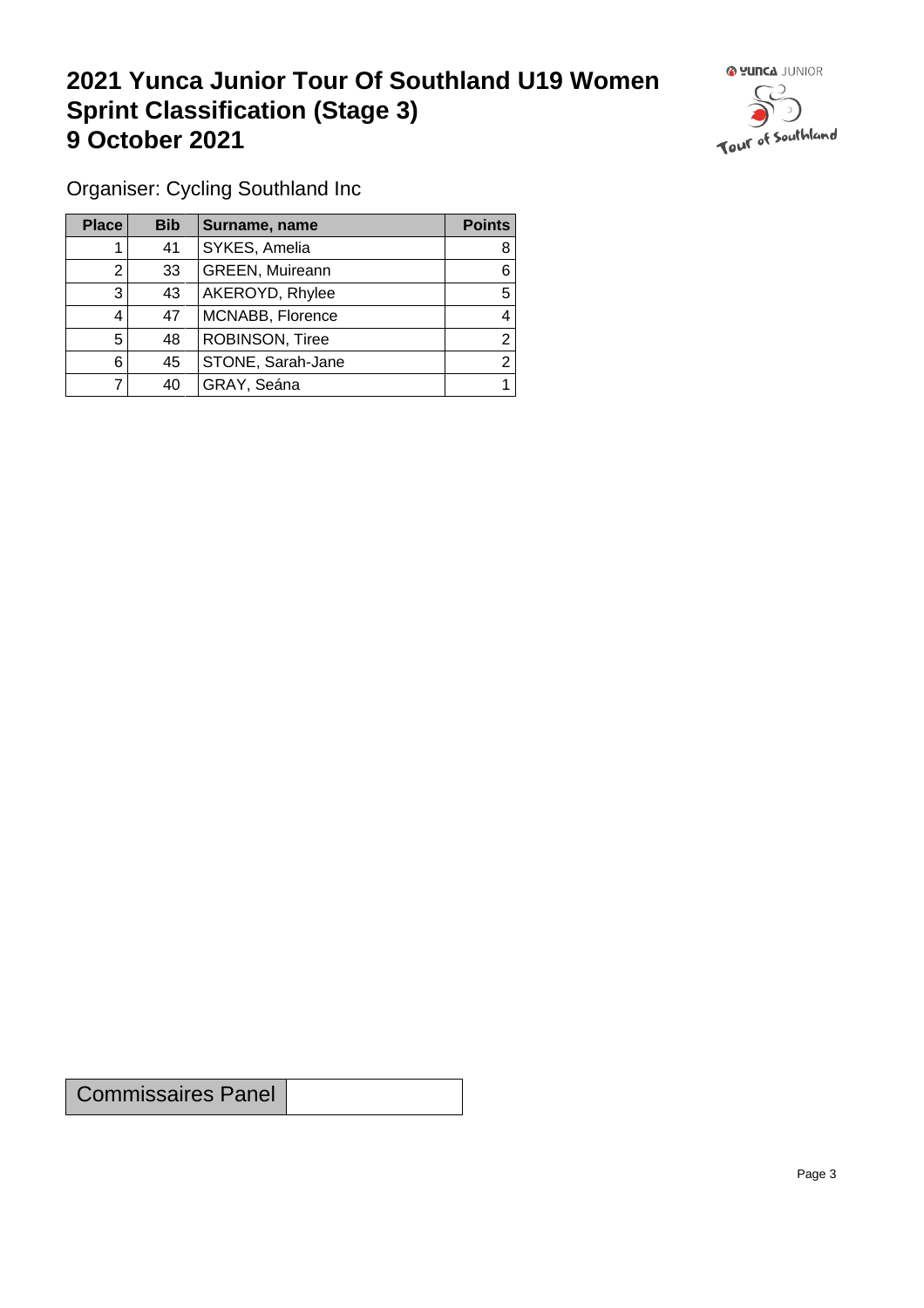# 2021 Yunca Junior Tour Of Southland U19 Women Sprint Classification (Stage 3) 9 October 2021

Organiser: Cycling Southland Inc

| Place | Bib | Surname, name | Points |
|---|---|---|---|
| 1 | 41 | SYKES, Amelia | 8 |
| 2 | 33 | GREEN, Muireann | 6 |
| 3 | 43 | AKEROYD, Rhylee | 5 |
| 4 | 47 | MCNABB, Florence | 4 |
| 5 | 48 | ROBINSON, Tiree | 2 |
| 6 | 45 | STONE, Sarah-Jane | 2 |
| 7 | 40 | GRAY, Seána | 1 |

| Commissaires Panel | |
|---|---|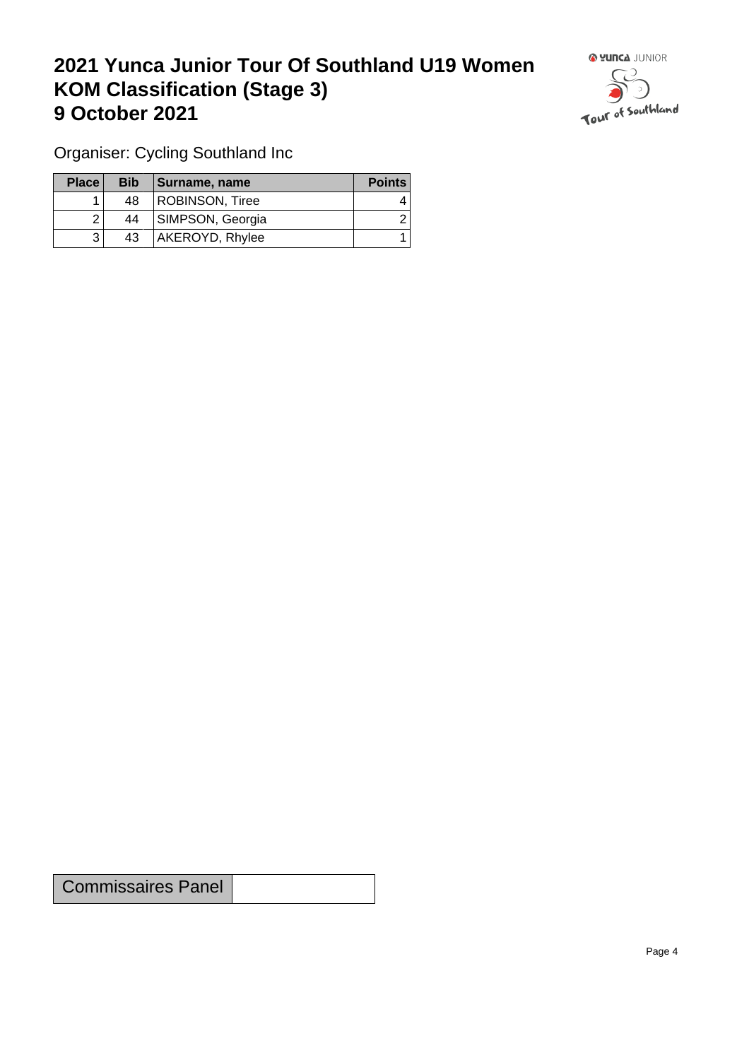# 2021 Yunca Junior Tour Of Southland U19 Women KOM Classification (Stage 3) 9 October 2021

Organiser: Cycling Southland Inc

| Place | Bib | Surname, name | Points |
|---|---|---|---|
| 1 | 48 | ROBINSON, Tiree | 4 |
| 2 | 44 | SIMPSON, Georgia | 2 |
| 3 | 43 | AKEROYD, Rhylee | 1 |

| Commissaires Panel | |
|---|---|